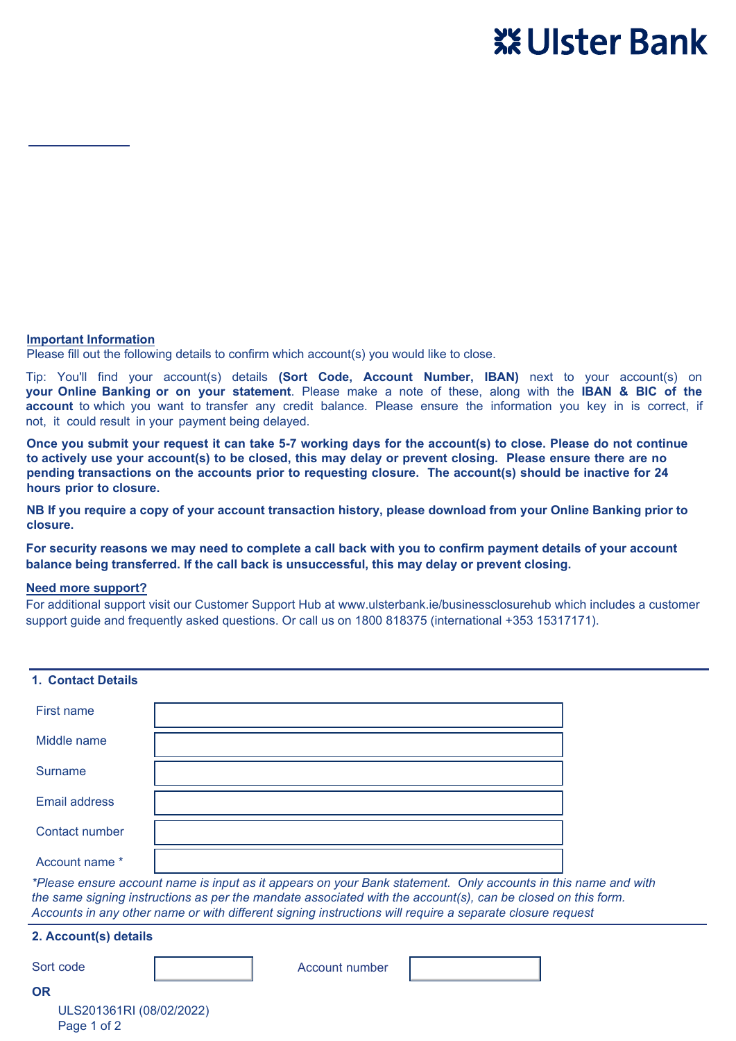# Ulster Bank

**Important Information**

Please fill out the following details to confirm which account(s) you would like to close.

Tip: You'll find your account(s) details **(Sort Code, Account Number, IBAN)** next to your account(s) on **your Online Banking or on your statement**. Please make a note of these, along with the **IBAN & BIC of the account** to which you want to transfer any credit balance. Please ensure the information you key in is correct, if not, it could result in your payment being delayed.

**Once you submit your request it can take 5-7 working days for the account(s) to close. Please do not continue to actively use your account(s) to be closed, this may delay or prevent closing. Please ensure there are no pending transactions on the accounts prior to requesting closure. The account(s) should be inactive for 24 hours prior to closure.**

**NB If you require a copy of your account transaction history, please download from your Online Banking prior to closure.**

**For security reasons we may need to complete a call back with you to confirm payment details of your account balance being transferred. If the call back is unsuccessful, this may delay or prevent closing.**

**Need more support?**

For additional support visit our Customer Support Hub at www.ulsterbank.ie/businessclosurehub which includes a customer support guide and frequently asked questions. Or call us on 1800 818375 (international +353 15317171).

## 1. Contact Details

| | |
|---|---|
| First name | |
| Middle name | |
| Surname | |
| Email address | |
| Contact number | |
| Account name * | |

*\*Please ensure account name is input as it appears on your Bank statement. Only accounts in this name and with the same signing instructions as per the mandate associated with the account(s), can be closed on this form. Accounts in any other name or with different signing instructions will require a separate closure request*

## 2. Account(s) details

| | | | |
|---|---|---|---|
| Sort code | | Account number | |

**OR**

ULS201361RI (08/02/2022)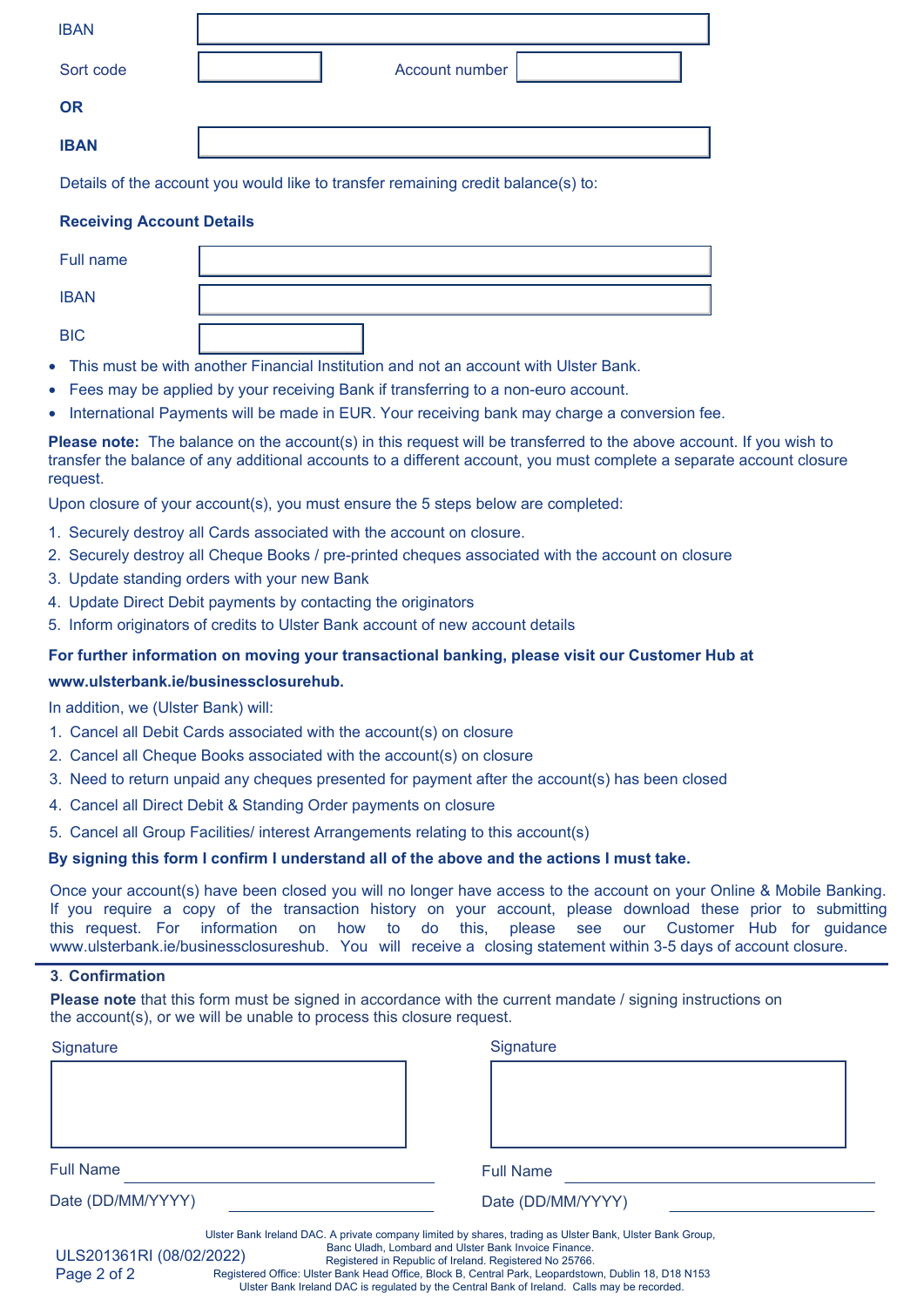IBAN

Sort code Account number

**OR**

**IBAN**

Details of the account you would like to transfer remaining credit balance(s) to:

**Receiving Account Details**

Full name

IBAN

BIC

- This must be with another Financial Institution and not an account with Ulster Bank.
- Fees may be applied by your receiving Bank if transferring to a non-euro account.
- International Payments will be made in EUR. Your receiving bank may charge a conversion fee.

**Please note:** The balance on the account(s) in this request will be transferred to the above account. If you wish to transfer the balance of any additional accounts to a different account, you must complete a separate account closure request.

Upon closure of your account(s), you must ensure the 5 steps below are completed:

1. Securely destroy all Cards associated with the account on closure.
2. Securely destroy all Cheque Books / pre-printed cheques associated with the account on closure
3. Update standing orders with your new Bank
4. Update Direct Debit payments by contacting the originators
5. Inform originators of credits to Ulster Bank account of new account details

**For further information on moving your transactional banking, please visit our Customer Hub at www.ulsterbank.ie/businessclosurehub.**

In addition, we (Ulster Bank) will:

1. Cancel all Debit Cards associated with the account(s) on closure
2. Cancel all Cheque Books associated with the account(s) on closure
3. Need to return unpaid any cheques presented for payment after the account(s) has been closed
4. Cancel all Direct Debit & Standing Order payments on closure
5. Cancel all Group Facilities/ interest Arrangements relating to this account(s)

**By signing this form I confirm I understand all of the above and the actions I must take.**

Once your account(s) have been closed you will no longer have access to the account on your Online & Mobile Banking. If you require a copy of the transaction history on your account, please download these prior to submitting this request. For information on how to do this, please see our Customer Hub for guidance www.ulsterbank.ie/businessclosureshub. You will receive a closing statement within 3-5 days of account closure.

## 3. Confirmation

**Please note** that this form must be signed in accordance with the current mandate / signing instructions on the account(s), or we will be unable to process this closure request.

Signature

Full Name

Date (DD/MM/YYYY)

Signature

Full Name

Date (DD/MM/YYYY)

ULS201361RI (08/02/2022)

Ulster Bank Ireland DAC. A private company limited by shares, trading as Ulster Bank, Ulster Bank Group, Banc Uladh, Lombard and Ulster Bank Invoice Finance.
Registered in Republic of Ireland. Registered No 25766.
Registered Office: Ulster Bank Head Office, Block B, Central Park, Leopardstown, Dublin 18, D18 N153
Ulster Bank Ireland DAC is regulated by the Central Bank of Ireland. Calls may be recorded.